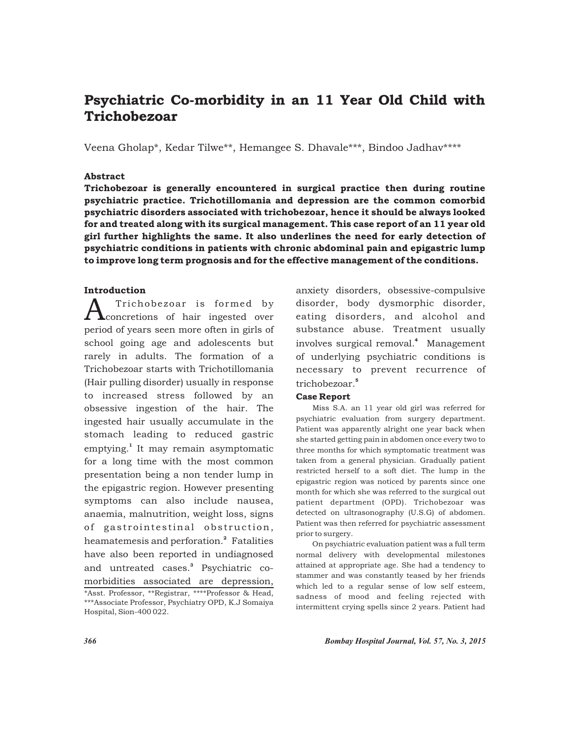# Psychiatric Co-morbidity in an 11 Year Old Child with Trichobezoar

Veena Gholap*, Kedar Tilwe**, Hemangee S. Dhavale***, Bindoo Jadhav****

### Abstract

**Trichobezoar is generally encountered in surgical practice then during routine psychiatric practice. Trichotillomania and depression are the common comorbid psychiatric disorders associated with trichobezoar, hence it should be always looked for and treated along with its surgical management. This case report of an 11 year old girl further highlights the same. It also underlines the need for early detection of psychiatric conditions in patients with chronic abdominal pain and epigastric lump to improve long term prognosis and for the effective management of the conditions.**

### Introduction

A Trichobezoar is formed by concretions of hair ingested over period of years seen more often in girls of school going age and adolescents but rarely in adults. The formation of a Trichobezoar starts with Trichotillomania (Hair pulling disorder) usually in response to increased stress followed by an obsessive ingestion of the hair. The ingested hair usually accumulate in the stomach leading to reduced gastric emptying.[1] It may remain asymptomatic for a long time with the most common presentation being a non tender lump in the epigastric region. However presenting symptoms can also include nausea, anaemia, malnutrition, weight loss, signs of gastrointestinal obstruction, heamatemesis and perforation.[2] Fatalities have also been reported in undiagnosed and untreated cases.[3] Psychiatric co-morbidities associated are depression, anxiety disorders, obsessive-compulsive disorder, body dysmorphic disorder, eating disorders, and alcohol and substance abuse. Treatment usually involves surgical removal.[4] Management of underlying psychiatric conditions is necessary to prevent recurrence of trichobezoar.[5]

*Asst. Professor, **Registrar, ****Professor & Head, ***Associate Professor, Psychiatry OPD, K.J Somaiya Hospital, Sion-400 022.

### Case Report

Miss S.A. an 11 year old girl was referred for psychiatric evaluation from surgery department. Patient was apparently alright one year back when she started getting pain in abdomen once every two to three months for which symptomatic treatment was taken from a general physician. Gradually patient restricted herself to a soft diet. The lump in the epigastric region was noticed by parents since one month for which she was referred to the surgical out patient department (OPD). Trichobezoar was detected on ultrasonography (U.S.G) of abdomen. Patient was then referred for psychiatric assessment prior to surgery.

On psychiatric evaluation patient was a full term normal delivery with developmental milestones attained at appropriate age. She had a tendency to stammer and was constantly teased by her friends which led to a regular sense of low self esteem, sadness of mood and feeling rejected with intermittent crying spells since 2 years. Patient had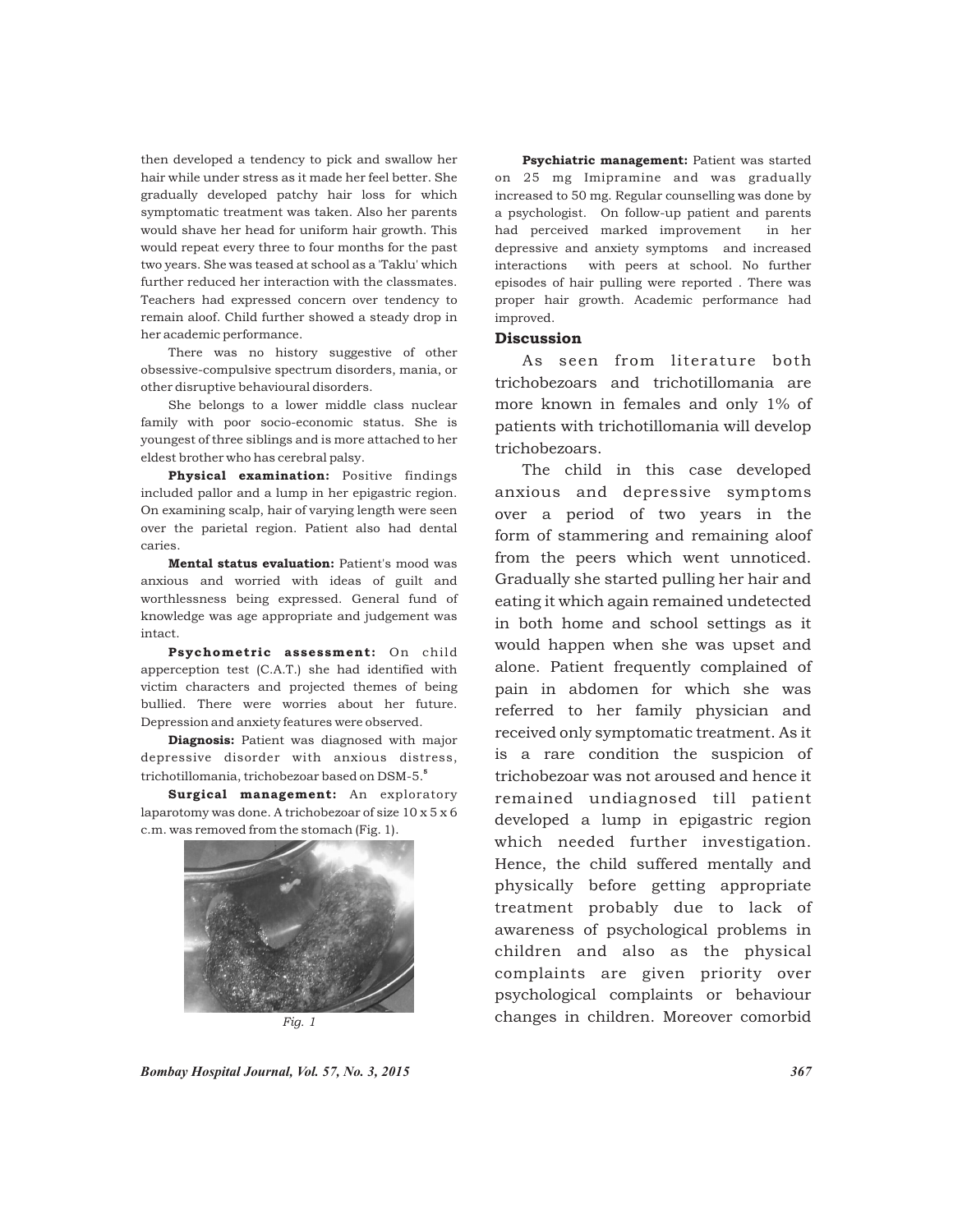then developed a tendency to pick and swallow her hair while under stress as it made her feel better. She gradually developed patchy hair loss for which symptomatic treatment was taken. Also her parents would shave her head for uniform hair growth. This would repeat every three to four months for the past two years. She was teased at school as a 'Taklu' which further reduced her interaction with the classmates. Teachers had expressed concern over tendency to remain aloof. Child further showed a steady drop in her academic performance.

There was no history suggestive of other obsessive-compulsive spectrum disorders, mania, or other disruptive behavioural disorders.

She belongs to a lower middle class nuclear family with poor socio-economic status. She is youngest of three siblings and is more attached to her eldest brother who has cerebral palsy.

**Physical examination:** Positive findings included pallor and a lump in her epigastric region. On examining scalp, hair of varying length were seen over the parietal region. Patient also had dental caries.

**Mental status evaluation:** Patient's mood was anxious and worried with ideas of guilt and worthlessness being expressed. General fund of knowledge was age appropriate and judgement was intact.

**Psychometric assessment:** On child apperception test (C.A.T.) she had identified with victim characters and projected themes of being bullied. There were worries about her future. Depression and anxiety features were observed.

**Diagnosis:** Patient was diagnosed with major depressive disorder with anxious distress, trichotillomania, trichobezoar based on DSM-5.[5]

**Surgical management:** An exploratory laparotomy was done. A trichobezoar of size 10 x 5 x 6 c.m. was removed from the stomach (Fig. 1).

*Fig. 1*

**Psychiatric management:** Patient was started on 25 mg Imipramine and was gradually increased to 50 mg. Regular counselling was done by a psychologist. On follow-up patient and parents had perceived marked improvement in her depressive and anxiety symptoms and increased interactions with peers at school. No further episodes of hair pulling were reported . There was proper hair growth. Academic performance had improved.

## Discussion

As seen from literature both trichobezoars and trichotillomania are more known in females and only 1% of patients with trichotillomania will develop trichobezoars.

The child in this case developed anxious and depressive symptoms over a period of two years in the form of stammering and remaining aloof from the peers which went unnoticed. Gradually she started pulling her hair and eating it which again remained undetected in both home and school settings as it would happen when she was upset and alone. Patient frequently complained of pain in abdomen for which she was referred to her family physician and received only symptomatic treatment. As it is a rare condition the suspicion of trichobezoar was not aroused and hence it remained undiagnosed till patient developed a lump in epigastric region which needed further investigation. Hence, the child suffered mentally and physically before getting appropriate treatment probably due to lack of awareness of psychological problems in children and also as the physical complaints are given priority over psychological complaints or behaviour changes in children. Moreover comorbid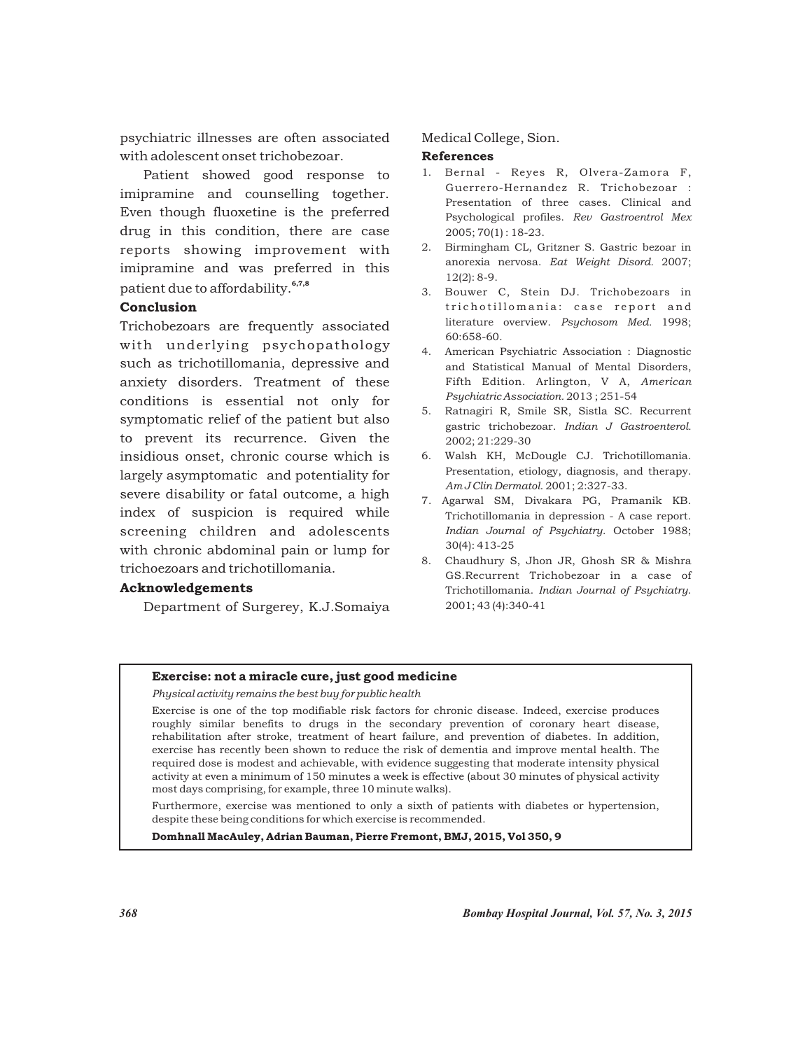psychiatric illnesses are often associated with adolescent onset trichobezoar.

Patient showed good response to imipramine and counselling together. Even though fluoxetine is the preferred drug in this condition, there are case reports showing improvement with imipramine and was preferred in this patient due to affordability.[6,7,8]

### Conclusion

Trichobezoars are frequently associated with underlying psychopathology such as trichotillomania, depressive and anxiety disorders. Treatment of these conditions is essential not only for symptomatic relief of the patient but also to prevent its recurrence. Given the insidious onset, chronic course which is largely asymptomatic and potentiality for severe disability or fatal outcome, a high index of suspicion is required while screening children and adolescents with chronic abdominal pain or lump for trichoezoars and trichotillomania.

### Acknowledgements

Department of Surgerey, K.J.Somaiya Medical College, Sion.

### References

1. Bernal - Reyes R, Olvera-Zamora F, Guerrero-Hernandez R. Trichobezoar : Presentation of three cases. Clinical and Psychological profiles. *Rev Gastroentrol Mex* 2005; 70(1) : 18-23.
2. Birmingham CL, Gritzner S. Gastric bezoar in anorexia nervosa. *Eat Weight Disord.* 2007; 12(2): 8-9.
3. Bouwer C, Stein DJ. Trichobezoars in trichotillomania: case report and literature overview. *Psychosom Med.* 1998; 60:658-60.
4. American Psychiatric Association : Diagnostic and Statistical Manual of Mental Disorders, Fifth Edition. Arlington, V A, *American Psychiatric Association.* 2013 ; 251-54
5. Ratnagiri R, Smile SR, Sistla SC. Recurrent gastric trichobezoar. *Indian J Gastroenterol.* 2002; 21:229-30
6. Walsh KH, McDougle CJ. Trichotillomania. Presentation, etiology, diagnosis, and therapy. *Am J Clin Dermatol.* 2001; 2:327-33.
7. Agarwal SM, Divakara PG, Pramanik KB. Trichotillomania in depression - A case report. *Indian Journal of Psychiatry.* October 1988; 30(4): 413-25
8. Chaudhury S, Jhon JR, Ghosh SR & Mishra GS.Recurrent Trichobezoar in a case of Trichotillomania. *Indian Journal of Psychiatry.* 2001; 43 (4):340-41

---

**Exercise: not a miracle cure, just good medicine**

*Physical activity remains the best buy for public health*

Exercise is one of the top modifiable risk factors for chronic disease. Indeed, exercise produces roughly similar benefits to drugs in the secondary prevention of coronary heart disease, rehabilitation after stroke, treatment of heart failure, and prevention of diabetes. In addition, exercise has recently been shown to reduce the risk of dementia and improve mental health. The required dose is modest and achievable, with evidence suggesting that moderate intensity physical activity at even a minimum of 150 minutes a week is effective (about 30 minutes of physical activity most days comprising, for example, three 10 minute walks).

Furthermore, exercise was mentioned to only a sixth of patients with diabetes or hypertension, despite these being conditions for which exercise is recommended.

**Domhnall MacAuley, Adrian Bauman, Pierre Fremont, BMJ, 2015, Vol 350, 9**